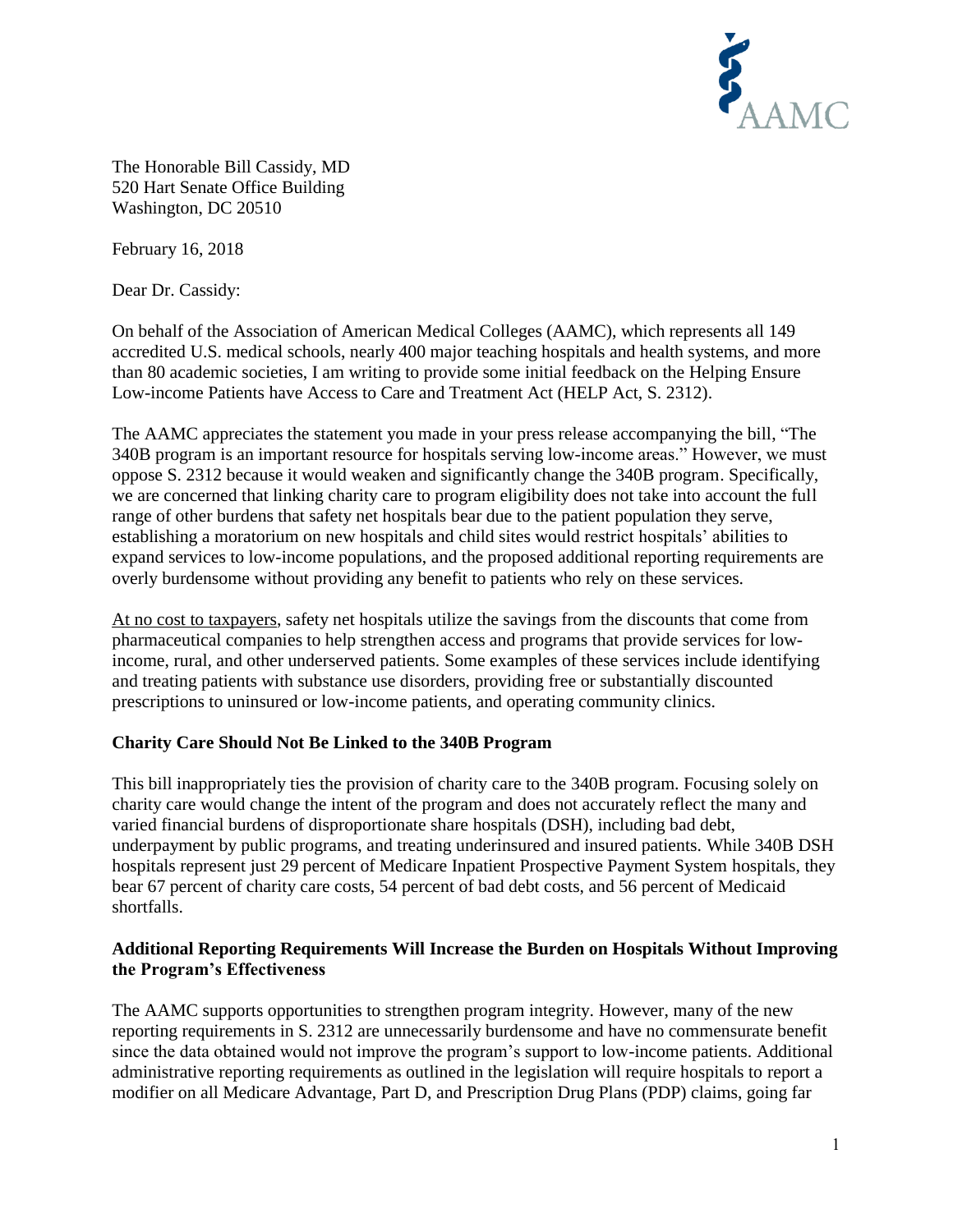The Honorable Bill Cassidy, MD
520 Hart Senate Office Building
Washington, DC 20510

February 16, 2018

Dear Dr. Cassidy:

On behalf of the Association of American Medical Colleges (AAMC), which represents all 149 accredited U.S. medical schools, nearly 400 major teaching hospitals and health systems, and more than 80 academic societies, I am writing to provide some initial feedback on the Helping Ensure Low-income Patients have Access to Care and Treatment Act (HELP Act, S. 2312).

The AAMC appreciates the statement you made in your press release accompanying the bill, "The 340B program is an important resource for hospitals serving low-income areas." However, we must oppose S. 2312 because it would weaken and significantly change the 340B program. Specifically, we are concerned that linking charity care to program eligibility does not take into account the full range of other burdens that safety net hospitals bear due to the patient population they serve, establishing a moratorium on new hospitals and child sites would restrict hospitals' abilities to expand services to low-income populations, and the proposed additional reporting requirements are overly burdensome without providing any benefit to patients who rely on these services.

<u>At no cost to taxpayers</u>, safety net hospitals utilize the savings from the discounts that come from pharmaceutical companies to help strengthen access and programs that provide services for low-income, rural, and other underserved patients. Some examples of these services include identifying and treating patients with substance use disorders, providing free or substantially discounted prescriptions to uninsured or low-income patients, and operating community clinics.

**Charity Care Should Not Be Linked to the 340B Program**

This bill inappropriately ties the provision of charity care to the 340B program. Focusing solely on charity care would change the intent of the program and does not accurately reflect the many and varied financial burdens of disproportionate share hospitals (DSH), including bad debt, underpayment by public programs, and treating underinsured and insured patients. While 340B DSH hospitals represent just 29 percent of Medicare Inpatient Prospective Payment System hospitals, they bear 67 percent of charity care costs, 54 percent of bad debt costs, and 56 percent of Medicaid shortfalls.

**Additional Reporting Requirements Will Increase the Burden on Hospitals Without Improving the Program's Effectiveness**

The AAMC supports opportunities to strengthen program integrity. However, many of the new reporting requirements in S. 2312 are unnecessarily burdensome and have no commensurate benefit since the data obtained would not improve the program's support to low-income patients. Additional administrative reporting requirements as outlined in the legislation will require hospitals to report a modifier on all Medicare Advantage, Part D, and Prescription Drug Plans (PDP) claims, going far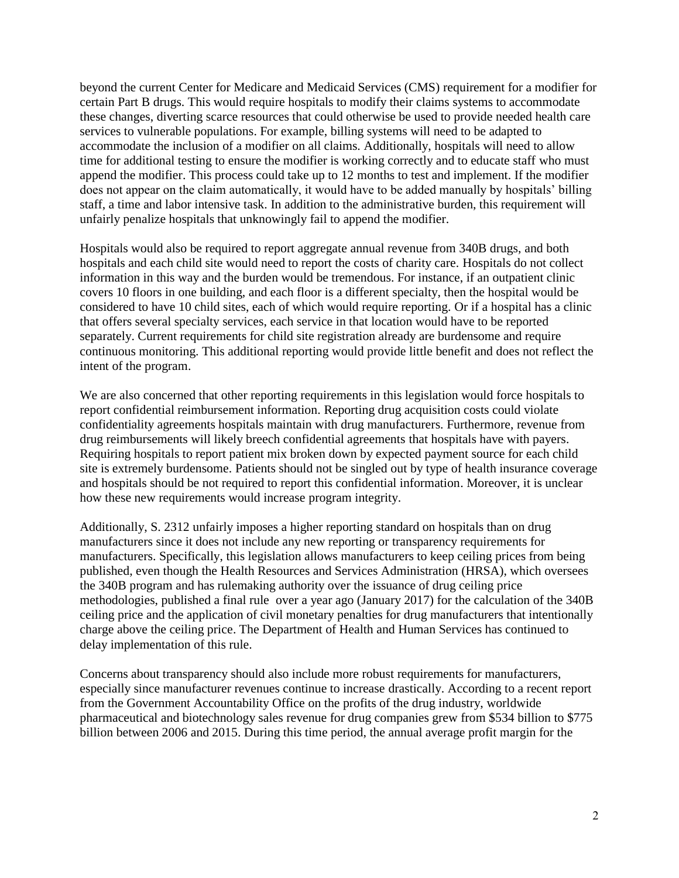beyond the current Center for Medicare and Medicaid Services (CMS) requirement for a modifier for certain Part B drugs. This would require hospitals to modify their claims systems to accommodate these changes, diverting scarce resources that could otherwise be used to provide needed health care services to vulnerable populations. For example, billing systems will need to be adapted to accommodate the inclusion of a modifier on all claims. Additionally, hospitals will need to allow time for additional testing to ensure the modifier is working correctly and to educate staff who must append the modifier. This process could take up to 12 months to test and implement. If the modifier does not appear on the claim automatically, it would have to be added manually by hospitals' billing staff, a time and labor intensive task. In addition to the administrative burden, this requirement will unfairly penalize hospitals that unknowingly fail to append the modifier.

Hospitals would also be required to report aggregate annual revenue from 340B drugs, and both hospitals and each child site would need to report the costs of charity care. Hospitals do not collect information in this way and the burden would be tremendous. For instance, if an outpatient clinic covers 10 floors in one building, and each floor is a different specialty, then the hospital would be considered to have 10 child sites, each of which would require reporting. Or if a hospital has a clinic that offers several specialty services, each service in that location would have to be reported separately. Current requirements for child site registration already are burdensome and require continuous monitoring. This additional reporting would provide little benefit and does not reflect the intent of the program.

We are also concerned that other reporting requirements in this legislation would force hospitals to report confidential reimbursement information. Reporting drug acquisition costs could violate confidentiality agreements hospitals maintain with drug manufacturers. Furthermore, revenue from drug reimbursements will likely breech confidential agreements that hospitals have with payers. Requiring hospitals to report patient mix broken down by expected payment source for each child site is extremely burdensome. Patients should not be singled out by type of health insurance coverage and hospitals should be not required to report this confidential information. Moreover, it is unclear how these new requirements would increase program integrity.

Additionally, S. 2312 unfairly imposes a higher reporting standard on hospitals than on drug manufacturers since it does not include any new reporting or transparency requirements for manufacturers. Specifically, this legislation allows manufacturers to keep ceiling prices from being published, even though the Health Resources and Services Administration (HRSA), which oversees the 340B program and has rulemaking authority over the issuance of drug ceiling price methodologies, published a final rule over a year ago (January 2017) for the calculation of the 340B ceiling price and the application of civil monetary penalties for drug manufacturers that intentionally charge above the ceiling price. The Department of Health and Human Services has continued to delay implementation of this rule.

Concerns about transparency should also include more robust requirements for manufacturers, especially since manufacturer revenues continue to increase drastically. According to a recent report from the Government Accountability Office on the profits of the drug industry, worldwide pharmaceutical and biotechnology sales revenue for drug companies grew from $534 billion to $775 billion between 2006 and 2015. During this time period, the annual average profit margin for the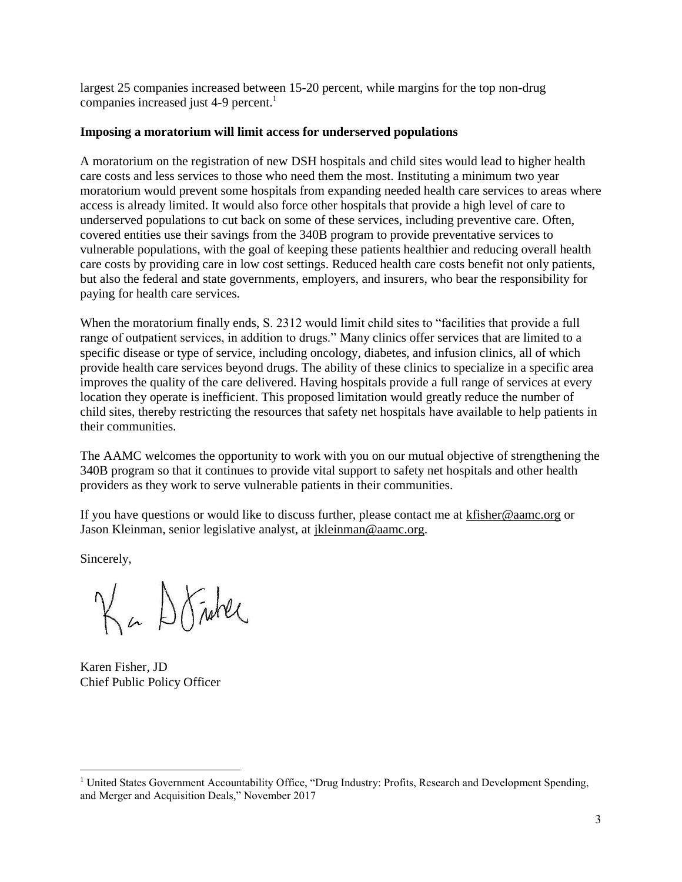largest 25 companies increased between 15-20 percent, while margins for the top non-drug companies increased just 4-9 percent.[1]

**Imposing a moratorium will limit access for underserved populations**

A moratorium on the registration of new DSH hospitals and child sites would lead to higher health care costs and less services to those who need them the most. Instituting a minimum two year moratorium would prevent some hospitals from expanding needed health care services to areas where access is already limited. It would also force other hospitals that provide a high level of care to underserved populations to cut back on some of these services, including preventive care. Often, covered entities use their savings from the 340B program to provide preventative services to vulnerable populations, with the goal of keeping these patients healthier and reducing overall health care costs by providing care in low cost settings. Reduced health care costs benefit not only patients, but also the federal and state governments, employers, and insurers, who bear the responsibility for paying for health care services.

When the moratorium finally ends, S. 2312 would limit child sites to "facilities that provide a full range of outpatient services, in addition to drugs." Many clinics offer services that are limited to a specific disease or type of service, including oncology, diabetes, and infusion clinics, all of which provide health care services beyond drugs. The ability of these clinics to specialize in a specific area improves the quality of the care delivered. Having hospitals provide a full range of services at every location they operate is inefficient. This proposed limitation would greatly reduce the number of child sites, thereby restricting the resources that safety net hospitals have available to help patients in their communities.

The AAMC welcomes the opportunity to work with you on our mutual objective of strengthening the 340B program so that it continues to provide vital support to safety net hospitals and other health providers as they work to serve vulnerable patients in their communities.

If you have questions or would like to discuss further, please contact me at kfisher@aamc.org or Jason Kleinman, senior legislative analyst, at jkleinman@aamc.org.

Sincerely,

Karen Fisher, JD
Chief Public Policy Officer

[1] United States Government Accountability Office, "Drug Industry: Profits, Research and Development Spending, and Merger and Acquisition Deals," November 2017